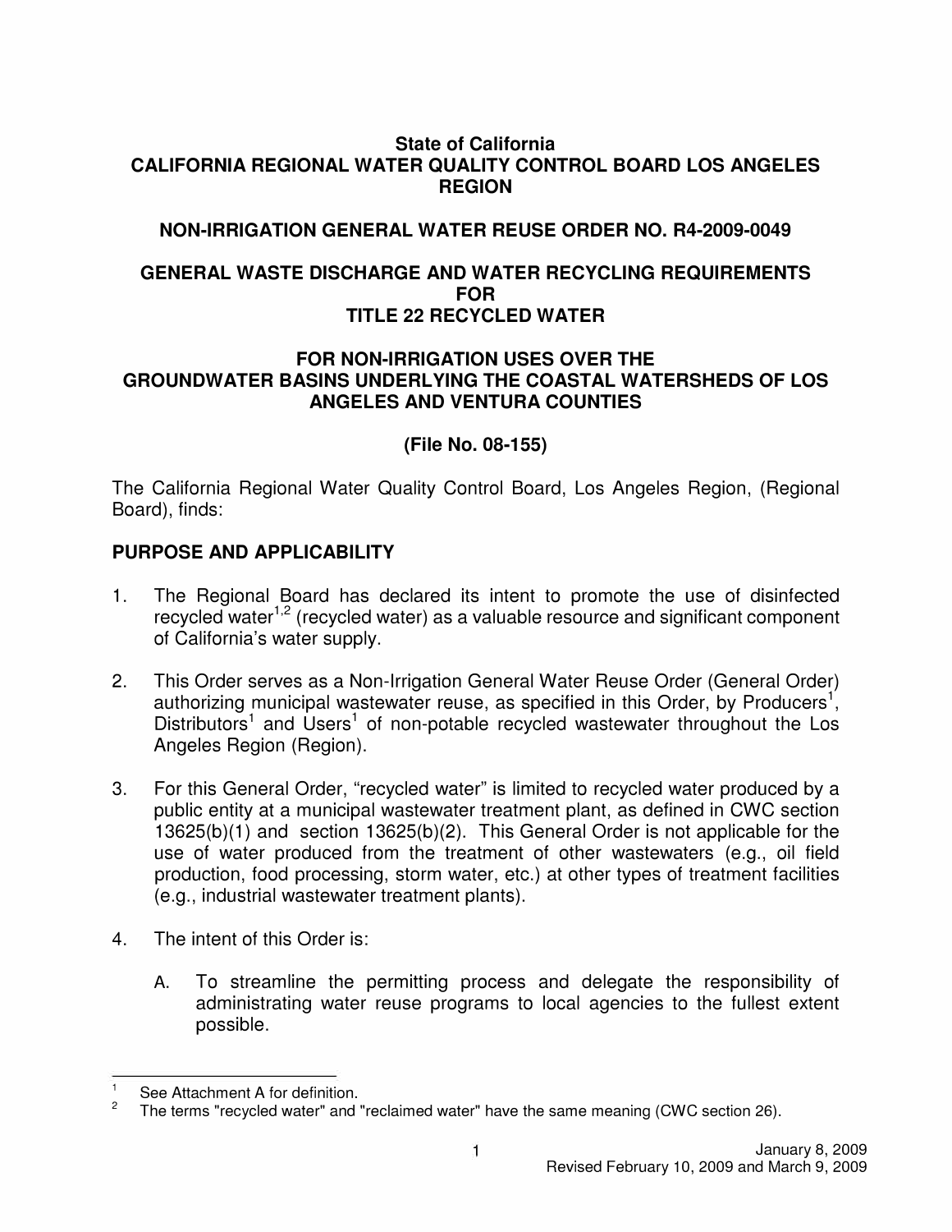# State of California
# CALIFORNIA REGIONAL WATER QUALITY CONTROL BOARD LOS ANGELES REGION

## NON-IRRIGATION GENERAL WATER REUSE ORDER NO. R4-2009-0049

## GENERAL WASTE DISCHARGE AND WATER RECYCLING REQUIREMENTS FOR TITLE 22 RECYCLED WATER

## FOR NON-IRRIGATION USES OVER THE GROUNDWATER BASINS UNDERLYING THE COASTAL WATERSHEDS OF LOS ANGELES AND VENTURA COUNTIES

## (File No. 08-155)

The California Regional Water Quality Control Board, Los Angeles Region, (Regional Board), finds:

## PURPOSE AND APPLICABILITY

1. The Regional Board has declared its intent to promote the use of disinfected recycled water[1,2] (recycled water) as a valuable resource and significant component of California's water supply.

2. This Order serves as a Non-Irrigation General Water Reuse Order (General Order) authorizing municipal wastewater reuse, as specified in this Order, by Producers[1], Distributors[1] and Users[1] of non-potable recycled wastewater throughout the Los Angeles Region (Region).

3. For this General Order, "recycled water" is limited to recycled water produced by a public entity at a municipal wastewater treatment plant, as defined in CWC section 13625(b)(1) and section 13625(b)(2). This General Order is not applicable for the use of water produced from the treatment of other wastewaters (e.g., oil field production, food processing, storm water, etc.) at other types of treatment facilities (e.g., industrial wastewater treatment plants).

4. The intent of this Order is:

   A. To streamline the permitting process and delegate the responsibility of administrating water reuse programs to local agencies to the fullest extent possible.

---

[1] See Attachment A for definition.

[2] The terms "recycled water" and "reclaimed water" have the same meaning (CWC section 26).

January 8, 2009
Revised February 10, 2009 and March 9, 2009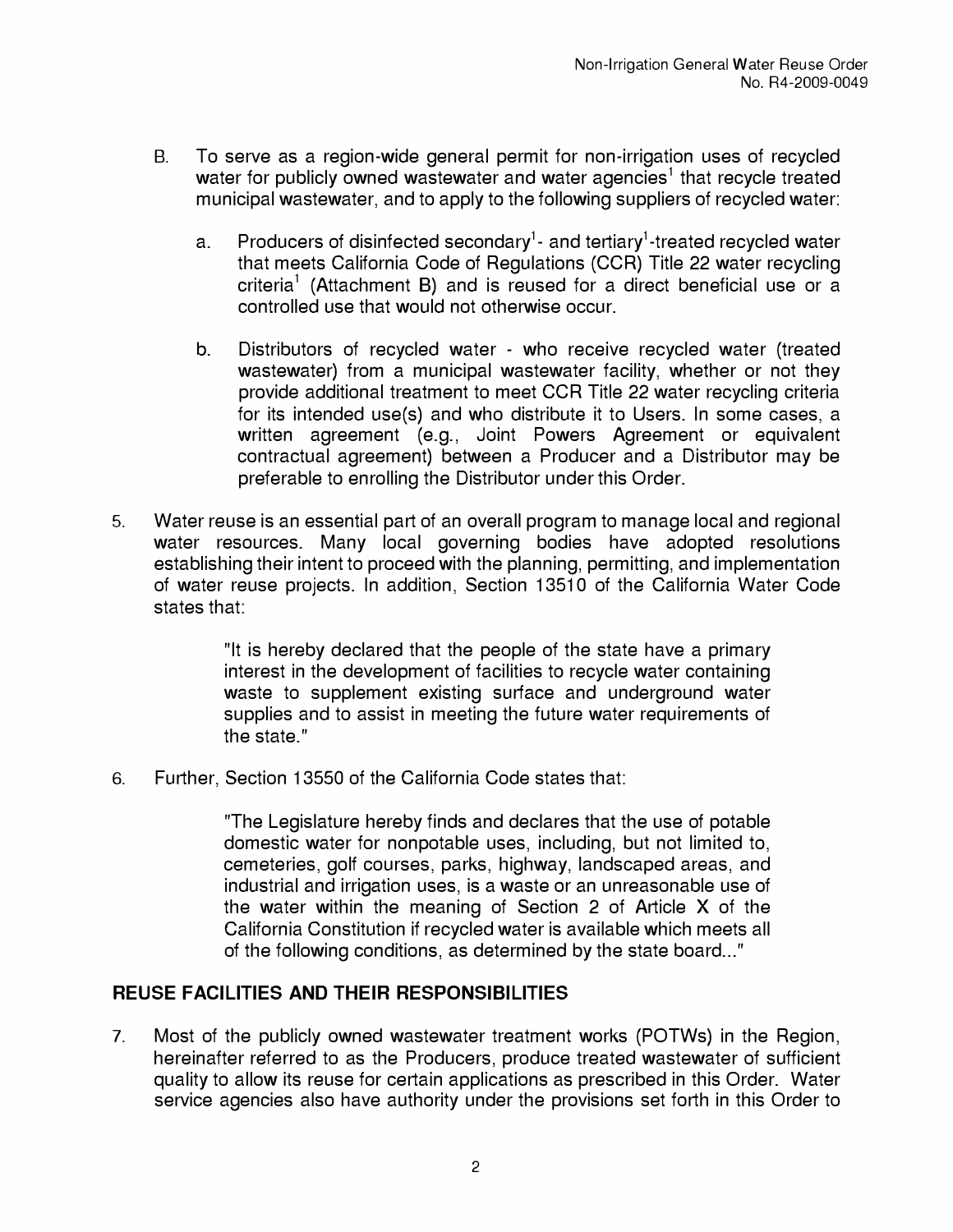B. To serve as a region-wide general permit for non-irrigation uses of recycled water for publicly owned wastewater and water agencies[1] that recycle treated municipal wastewater, and to apply to the following suppliers of recycled water:

   a. Producers of disinfected secondary[1]- and tertiary[1]-treated recycled water that meets California Code of Regulations (CCR) Title 22 water recycling criteria[1] (Attachment B) and is reused for a direct beneficial use or a controlled use that would not otherwise occur.

   b. Distributors of recycled water - who receive recycled water (treated wastewater) from a municipal wastewater facility, whether or not they provide additional treatment to meet CCR Title 22 water recycling criteria for its intended use(s) and who distribute it to Users. In some cases, a written agreement (e.g., Joint Powers Agreement or equivalent contractual agreement) between a Producer and a Distributor may be preferable to enrolling the Distributor under this Order.

5. Water reuse is an essential part of an overall program to manage local and regional water resources. Many local governing bodies have adopted resolutions establishing their intent to proceed with the planning, permitting, and implementation of water reuse projects. In addition, Section 13510 of the California Water Code states that:

   > "It is hereby declared that the people of the state have a primary interest in the development of facilities to recycle water containing waste to supplement existing surface and underground water supplies and to assist in meeting the future water requirements of the state."

6. Further, Section 13550 of the California Code states that:

   > "The Legislature hereby finds and declares that the use of potable domestic water for nonpotable uses, including, but not limited to, cemeteries, golf courses, parks, highway, landscaped areas, and industrial and irrigation uses, is a waste or an unreasonable use of the water within the meaning of Section 2 of Article X of the California Constitution if recycled water is available which meets all of the following conditions, as determined by the state board..."

## REUSE FACILITIES AND THEIR RESPONSIBILITIES

7. Most of the publicly owned wastewater treatment works (POTWs) in the Region, hereinafter referred to as the Producers, produce treated wastewater of sufficient quality to allow its reuse for certain applications as prescribed in this Order. Water service agencies also have authority under the provisions set forth in this Order to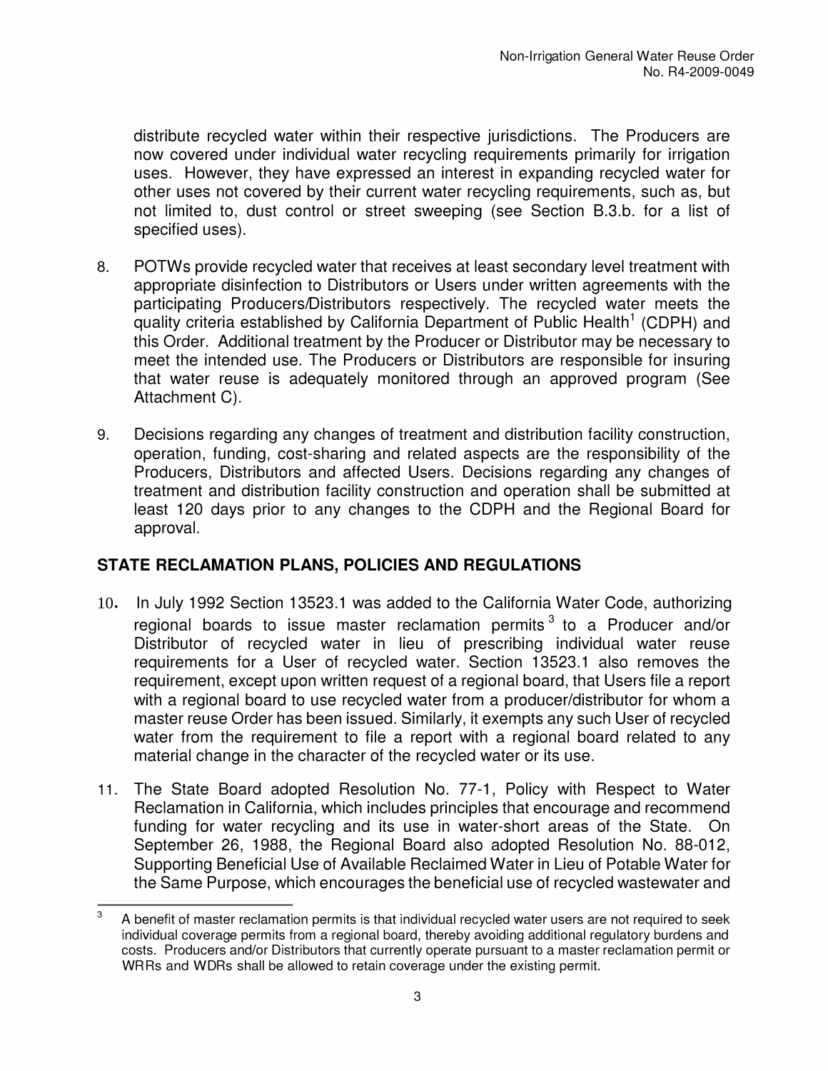distribute recycled water within their respective jurisdictions. The Producers are now covered under individual water recycling requirements primarily for irrigation uses. However, they have expressed an interest in expanding recycled water for other uses not covered by their current water recycling requirements, such as, but not limited to, dust control or street sweeping (see Section B.3.b. for a list of specified uses).

8. POTWs provide recycled water that receives at least secondary level treatment with appropriate disinfection to Distributors or Users under written agreements with the participating Producers/Distributors respectively. The recycled water meets the quality criteria established by California Department of Public Health[1] (CDPH) and this Order. Additional treatment by the Producer or Distributor may be necessary to meet the intended use. The Producers or Distributors are responsible for insuring that water reuse is adequately monitored through an approved program (See Attachment C).

9. Decisions regarding any changes of treatment and distribution facility construction, operation, funding, cost-sharing and related aspects are the responsibility of the Producers, Distributors and affected Users. Decisions regarding any changes of treatment and distribution facility construction and operation shall be submitted at least 120 days prior to any changes to the CDPH and the Regional Board for approval.

## STATE RECLAMATION PLANS, POLICIES AND REGULATIONS

10. In July 1992 Section 13523.1 was added to the California Water Code, authorizing regional boards to issue master reclamation permits [3] to a Producer and/or Distributor of recycled water in lieu of prescribing individual water reuse requirements for a User of recycled water. Section 13523.1 also removes the requirement, except upon written request of a regional board, that Users file a report with a regional board to use recycled water from a producer/distributor for whom a master reuse Order has been issued. Similarly, it exempts any such User of recycled water from the requirement to file a report with a regional board related to any material change in the character of the recycled water or its use.

11. The State Board adopted Resolution No. 77-1, Policy with Respect to Water Reclamation in California, which includes principles that encourage and recommend funding for water recycling and its use in water-short areas of the State. On September 26, 1988, the Regional Board also adopted Resolution No. 88-012, Supporting Beneficial Use of Available Reclaimed Water in Lieu of Potable Water for the Same Purpose, which encourages the beneficial use of recycled wastewater and

---

[3] A benefit of master reclamation permits is that individual recycled water users are not required to seek individual coverage permits from a regional board, thereby avoiding additional regulatory burdens and costs. Producers and/or Distributors that currently operate pursuant to a master reclamation permit or WRRs and WDRs shall be allowed to retain coverage under the existing permit.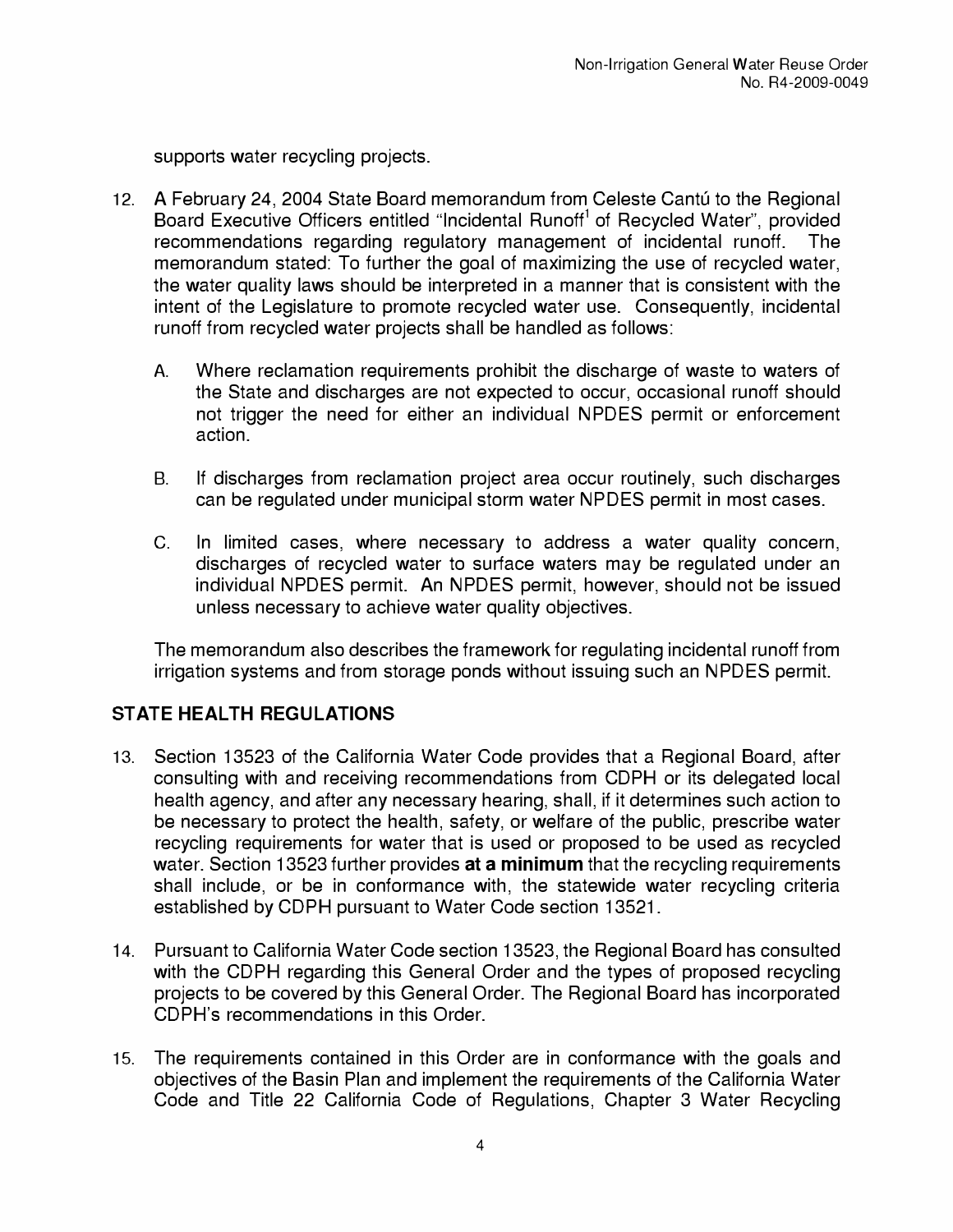supports water recycling projects.

12. A February 24, 2004 State Board memorandum from Celeste Cantú to the Regional Board Executive Officers entitled "Incidental Runoff[1] of Recycled Water", provided recommendations regarding regulatory management of incidental runoff. The memorandum stated: To further the goal of maximizing the use of recycled water, the water quality laws should be interpreted in a manner that is consistent with the intent of the Legislature to promote recycled water use. Consequently, incidental runoff from recycled water projects shall be handled as follows:

    A. Where reclamation requirements prohibit the discharge of waste to waters of the State and discharges are not expected to occur, occasional runoff should not trigger the need for either an individual NPDES permit or enforcement action.

    B. If discharges from reclamation project area occur routinely, such discharges can be regulated under municipal storm water NPDES permit in most cases.

    C. In limited cases, where necessary to address a water quality concern, discharges of recycled water to surface waters may be regulated under an individual NPDES permit. An NPDES permit, however, should not be issued unless necessary to achieve water quality objectives.

    The memorandum also describes the framework for regulating incidental runoff from irrigation systems and from storage ponds without issuing such an NPDES permit.

## STATE HEALTH REGULATIONS

13. Section 13523 of the California Water Code provides that a Regional Board, after consulting with and receiving recommendations from CDPH or its delegated local health agency, and after any necessary hearing, shall, if it determines such action to be necessary to protect the health, safety, or welfare of the public, prescribe water recycling requirements for water that is used or proposed to be used as recycled water. Section 13523 further provides **at a minimum** that the recycling requirements shall include, or be in conformance with, the statewide water recycling criteria established by CDPH pursuant to Water Code section 13521.

14. Pursuant to California Water Code section 13523, the Regional Board has consulted with the CDPH regarding this General Order and the types of proposed recycling projects to be covered by this General Order. The Regional Board has incorporated CDPH's recommendations in this Order.

15. The requirements contained in this Order are in conformance with the goals and objectives of the Basin Plan and implement the requirements of the California Water Code and Title 22 California Code of Regulations, Chapter 3 Water Recycling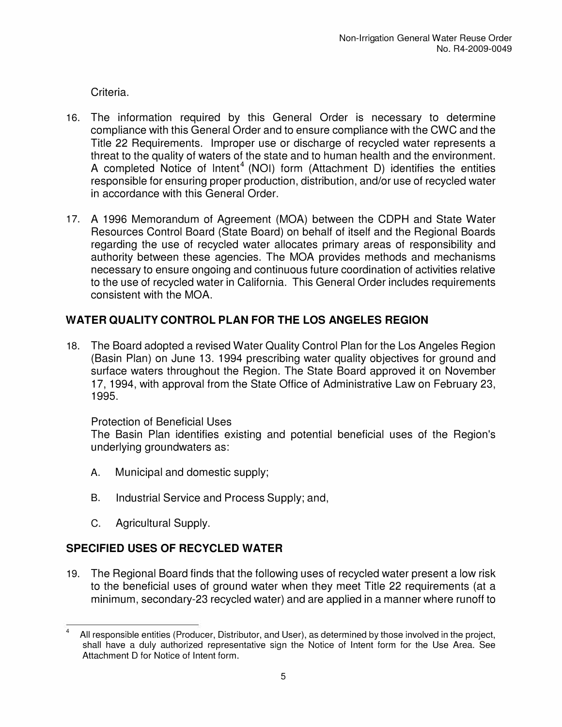Criteria.

16. The information required by this General Order is necessary to determine compliance with this General Order and to ensure compliance with the CWC and the Title 22 Requirements. Improper use or discharge of recycled water represents a threat to the quality of waters of the state and to human health and the environment. A completed Notice of Intent[4] (NOI) form (Attachment D) identifies the entities responsible for ensuring proper production, distribution, and/or use of recycled water in accordance with this General Order.

17. A 1996 Memorandum of Agreement (MOA) between the CDPH and State Water Resources Control Board (State Board) on behalf of itself and the Regional Boards regarding the use of recycled water allocates primary areas of responsibility and authority between these agencies. The MOA provides methods and mechanisms necessary to ensure ongoing and continuous future coordination of activities relative to the use of recycled water in California. This General Order includes requirements consistent with the MOA.

## WATER QUALITY CONTROL PLAN FOR THE LOS ANGELES REGION

18. The Board adopted a revised Water Quality Control Plan for the Los Angeles Region (Basin Plan) on June 13. 1994 prescribing water quality objectives for ground and surface waters throughout the Region. The State Board approved it on November 17, 1994, with approval from the State Office of Administrative Law on February 23, 1995.

    Protection of Beneficial Uses
    The Basin Plan identifies existing and potential beneficial uses of the Region's underlying groundwaters as:

    A. Municipal and domestic supply;

    B. Industrial Service and Process Supply; and,

    C. Agricultural Supply.

## SPECIFIED USES OF RECYCLED WATER

19. The Regional Board finds that the following uses of recycled water present a low risk to the beneficial uses of ground water when they meet Title 22 requirements (at a minimum, secondary-23 recycled water) and are applied in a manner where runoff to

---

[4] All responsible entities (Producer, Distributor, and User), as determined by those involved in the project, shall have a duly authorized representative sign the Notice of Intent form for the Use Area. See Attachment D for Notice of Intent form.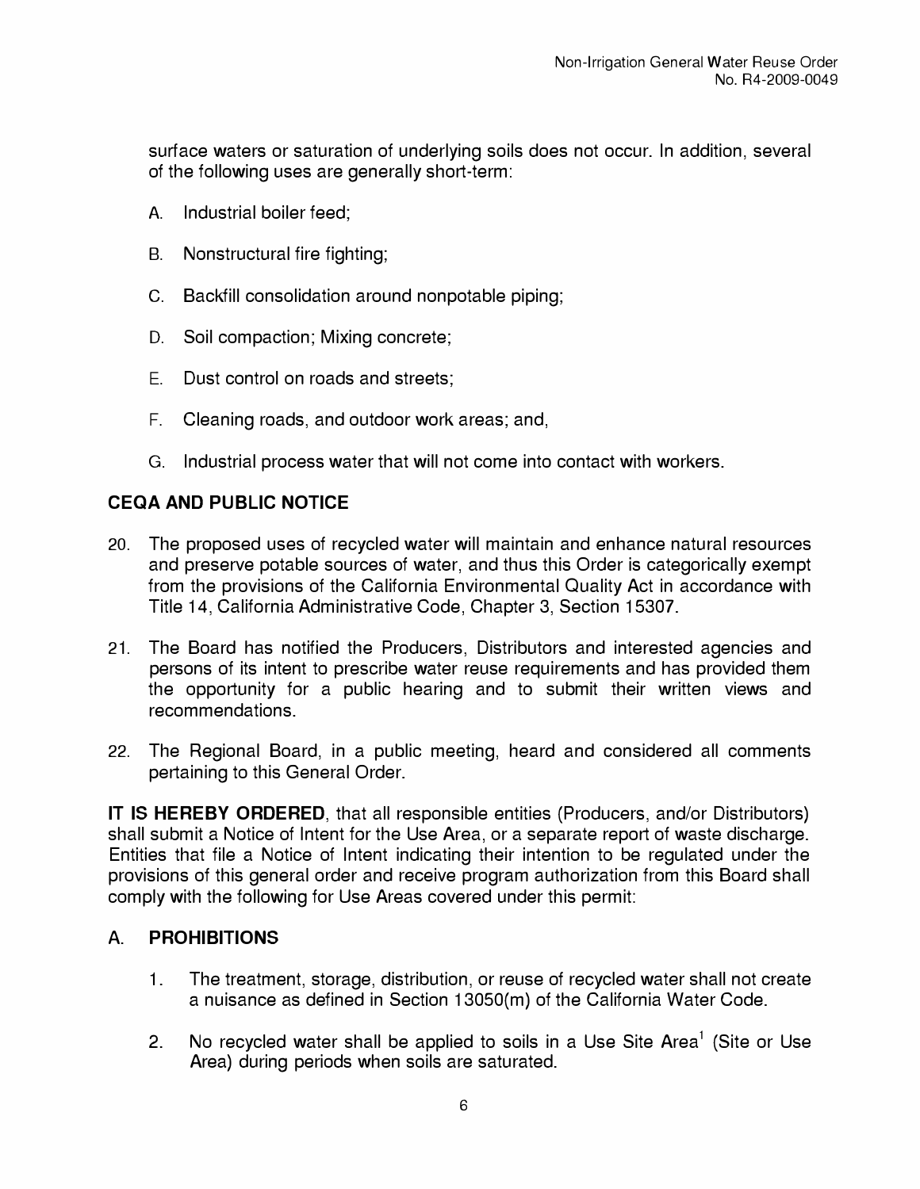surface waters or saturation of underlying soils does not occur. In addition, several of the following uses are generally short-term:

A. Industrial boiler feed;

B. Nonstructural fire fighting;

C. Backfill consolidation around nonpotable piping;

D. Soil compaction; Mixing concrete;

E. Dust control on roads and streets;

F. Cleaning roads, and outdoor work areas; and,

G. Industrial process water that will not come into contact with workers.

## CEQA AND PUBLIC NOTICE

20. The proposed uses of recycled water will maintain and enhance natural resources and preserve potable sources of water, and thus this Order is categorically exempt from the provisions of the California Environmental Quality Act in accordance with Title 14, California Administrative Code, Chapter 3, Section 15307.

21. The Board has notified the Producers, Distributors and interested agencies and persons of its intent to prescribe water reuse requirements and has provided them the opportunity for a public hearing and to submit their written views and recommendations.

22. The Regional Board, in a public meeting, heard and considered all comments pertaining to this General Order.

**IT IS HEREBY ORDERED**, that all responsible entities (Producers, and/or Distributors) shall submit a Notice of Intent for the Use Area, or a separate report of waste discharge. Entities that file a Notice of Intent indicating their intention to be regulated under the provisions of this general order and receive program authorization from this Board shall comply with the following for Use Areas covered under this permit:

## A. PROHIBITIONS

1. The treatment, storage, distribution, or reuse of recycled water shall not create a nuisance as defined in Section 13050(m) of the California Water Code.

2. No recycled water shall be applied to soils in a Use Site Area[1] (Site or Use Area) during periods when soils are saturated.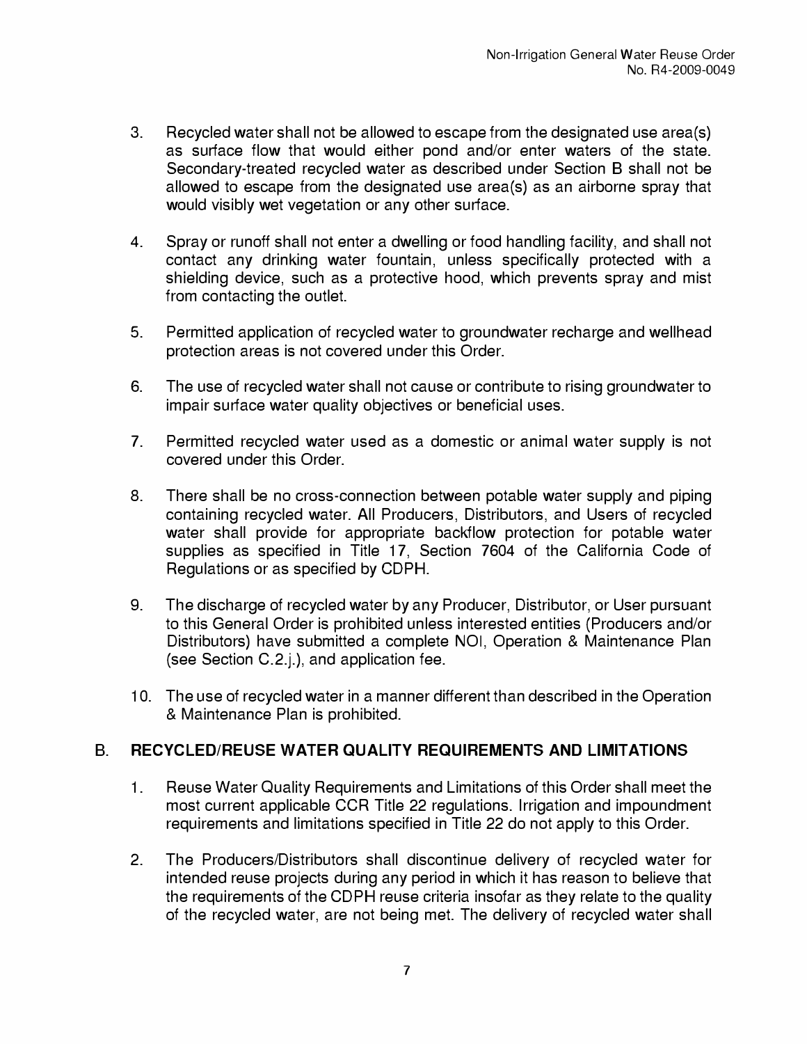3. Recycled water shall not be allowed to escape from the designated use area(s) as surface flow that would either pond and/or enter waters of the state. Secondary-treated recycled water as described under Section B shall not be allowed to escape from the designated use area(s) as an airborne spray that would visibly wet vegetation or any other surface.

4. Spray or runoff shall not enter a dwelling or food handling facility, and shall not contact any drinking water fountain, unless specifically protected with a shielding device, such as a protective hood, which prevents spray and mist from contacting the outlet.

5. Permitted application of recycled water to groundwater recharge and wellhead protection areas is not covered under this Order.

6. The use of recycled water shall not cause or contribute to rising groundwater to impair surface water quality objectives or beneficial uses.

7. Permitted recycled water used as a domestic or animal water supply is not covered under this Order.

8. There shall be no cross-connection between potable water supply and piping containing recycled water. All Producers, Distributors, and Users of recycled water shall provide for appropriate backflow protection for potable water supplies as specified in Title 17, Section 7604 of the California Code of Regulations or as specified by CDPH.

9. The discharge of recycled water by any Producer, Distributor, or User pursuant to this General Order is prohibited unless interested entities (Producers and/or Distributors) have submitted a complete NOI, Operation & Maintenance Plan (see Section C.2.j.), and application fee.

10. The use of recycled water in a manner different than described in the Operation & Maintenance Plan is prohibited.

## B. RECYCLED/REUSE WATER QUALITY REQUIREMENTS AND LIMITATIONS

1. Reuse Water Quality Requirements and Limitations of this Order shall meet the most current applicable CCR Title 22 regulations. Irrigation and impoundment requirements and limitations specified in Title 22 do not apply to this Order.

2. The Producers/Distributors shall discontinue delivery of recycled water for intended reuse projects during any period in which it has reason to believe that the requirements of the CDPH reuse criteria insofar as they relate to the quality of the recycled water, are not being met. The delivery of recycled water shall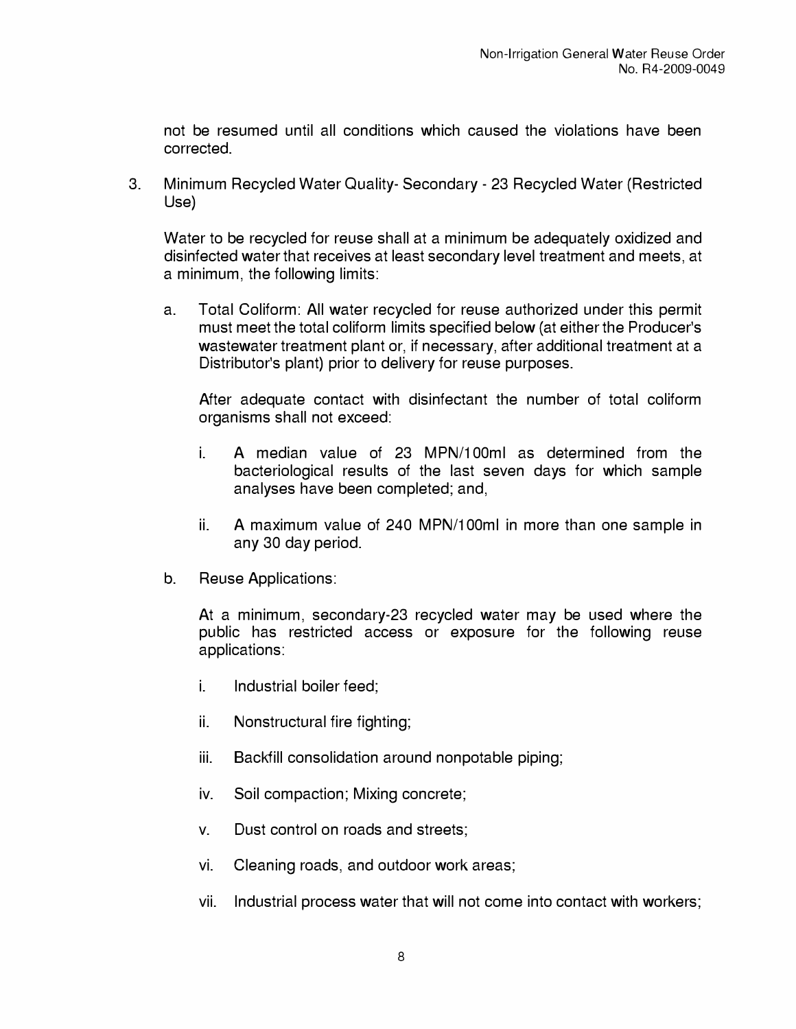not be resumed until all conditions which caused the violations have been corrected.

3. Minimum Recycled Water Quality- Secondary - 23 Recycled Water (Restricted Use)

   Water to be recycled for reuse shall at a minimum be adequately oxidized and disinfected water that receives at least secondary level treatment and meets, at a minimum, the following limits:

   a. Total Coliform: All water recycled for reuse authorized under this permit must meet the total coliform limits specified below (at either the Producer's wastewater treatment plant or, if necessary, after additional treatment at a Distributor's plant) prior to delivery for reuse purposes.

      After adequate contact with disinfectant the number of total coliform organisms shall not exceed:

      i. A median value of 23 MPN/100ml as determined from the bacteriological results of the last seven days for which sample analyses have been completed; and,

      ii. A maximum value of 240 MPN/100ml in more than one sample in any 30 day period.

   b. Reuse Applications:

      At a minimum, secondary-23 recycled water may be used where the public has restricted access or exposure for the following reuse applications:

      i. Industrial boiler feed;

      ii. Nonstructural fire fighting;

      iii. Backfill consolidation around nonpotable piping;

      iv. Soil compaction; Mixing concrete;

      v. Dust control on roads and streets;

      vi. Cleaning roads, and outdoor work areas;

      vii. Industrial process water that will not come into contact with workers;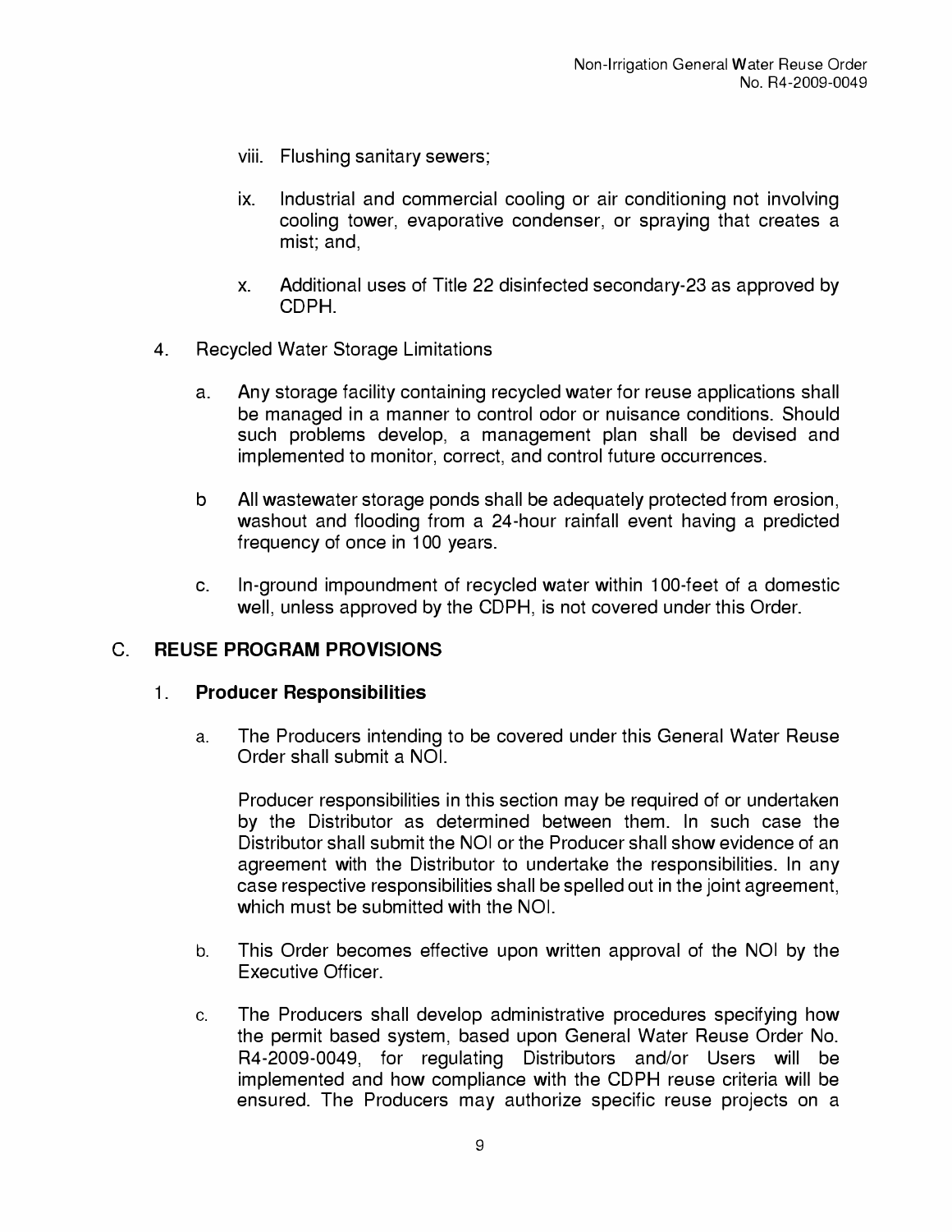viii. Flushing sanitary sewers;

ix. Industrial and commercial cooling or air conditioning not involving cooling tower, evaporative condenser, or spraying that creates a mist; and,

x. Additional uses of Title 22 disinfected secondary-23 as approved by CDPH.

4. Recycled Water Storage Limitations

   a. Any storage facility containing recycled water for reuse applications shall be managed in a manner to control odor or nuisance conditions. Should such problems develop, a management plan shall be devised and implemented to monitor, correct, and control future occurrences.

   b All wastewater storage ponds shall be adequately protected from erosion, washout and flooding from a 24-hour rainfall event having a predicted frequency of once in 100 years.

   c. In-ground impoundment of recycled water within 100-feet of a domestic well, unless approved by the CDPH, is not covered under this Order.

## C. REUSE PROGRAM PROVISIONS

### 1. Producer Responsibilities

a. The Producers intending to be covered under this General Water Reuse Order shall submit a NOI.

   Producer responsibilities in this section may be required of or undertaken by the Distributor as determined between them. In such case the Distributor shall submit the NOI or the Producer shall show evidence of an agreement with the Distributor to undertake the responsibilities. In any case respective responsibilities shall be spelled out in the joint agreement, which must be submitted with the NOI.

b. This Order becomes effective upon written approval of the NOI by the Executive Officer.

c. The Producers shall develop administrative procedures specifying how the permit based system, based upon General Water Reuse Order No. R4-2009-0049, for regulating Distributors and/or Users will be implemented and how compliance with the CDPH reuse criteria will be ensured. The Producers may authorize specific reuse projects on a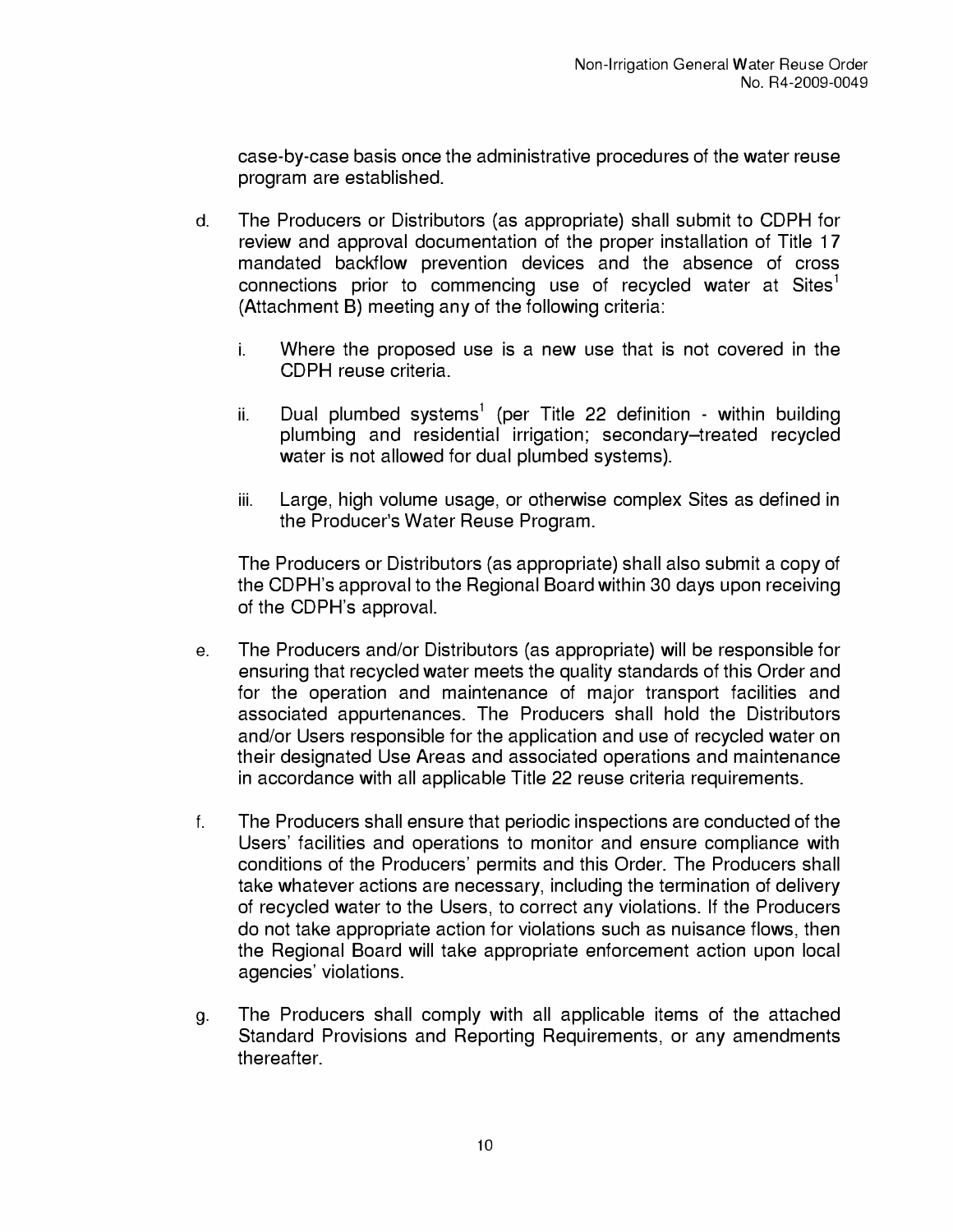case-by-case basis once the administrative procedures of the water reuse program are established.

d. The Producers or Distributors (as appropriate) shall submit to CDPH for review and approval documentation of the proper installation of Title 17 mandated backflow prevention devices and the absence of cross connections prior to commencing use of recycled water at Sites[1] (Attachment B) meeting any of the following criteria:

   i. Where the proposed use is a new use that is not covered in the CDPH reuse criteria.

   ii. Dual plumbed systems[1] (per Title 22 definition - within building plumbing and residential irrigation; secondary–treated recycled water is not allowed for dual plumbed systems).

   iii. Large, high volume usage, or otherwise complex Sites as defined in the Producer's Water Reuse Program.

   The Producers or Distributors (as appropriate) shall also submit a copy of the CDPH's approval to the Regional Board within 30 days upon receiving of the CDPH's approval.

e. The Producers and/or Distributors (as appropriate) will be responsible for ensuring that recycled water meets the quality standards of this Order and for the operation and maintenance of major transport facilities and associated appurtenances. The Producers shall hold the Distributors and/or Users responsible for the application and use of recycled water on their designated Use Areas and associated operations and maintenance in accordance with all applicable Title 22 reuse criteria requirements.

f. The Producers shall ensure that periodic inspections are conducted of the Users' facilities and operations to monitor and ensure compliance with conditions of the Producers' permits and this Order. The Producers shall take whatever actions are necessary, including the termination of delivery of recycled water to the Users, to correct any violations. If the Producers do not take appropriate action for violations such as nuisance flows, then the Regional Board will take appropriate enforcement action upon local agencies' violations.

g. The Producers shall comply with all applicable items of the attached Standard Provisions and Reporting Requirements, or any amendments thereafter.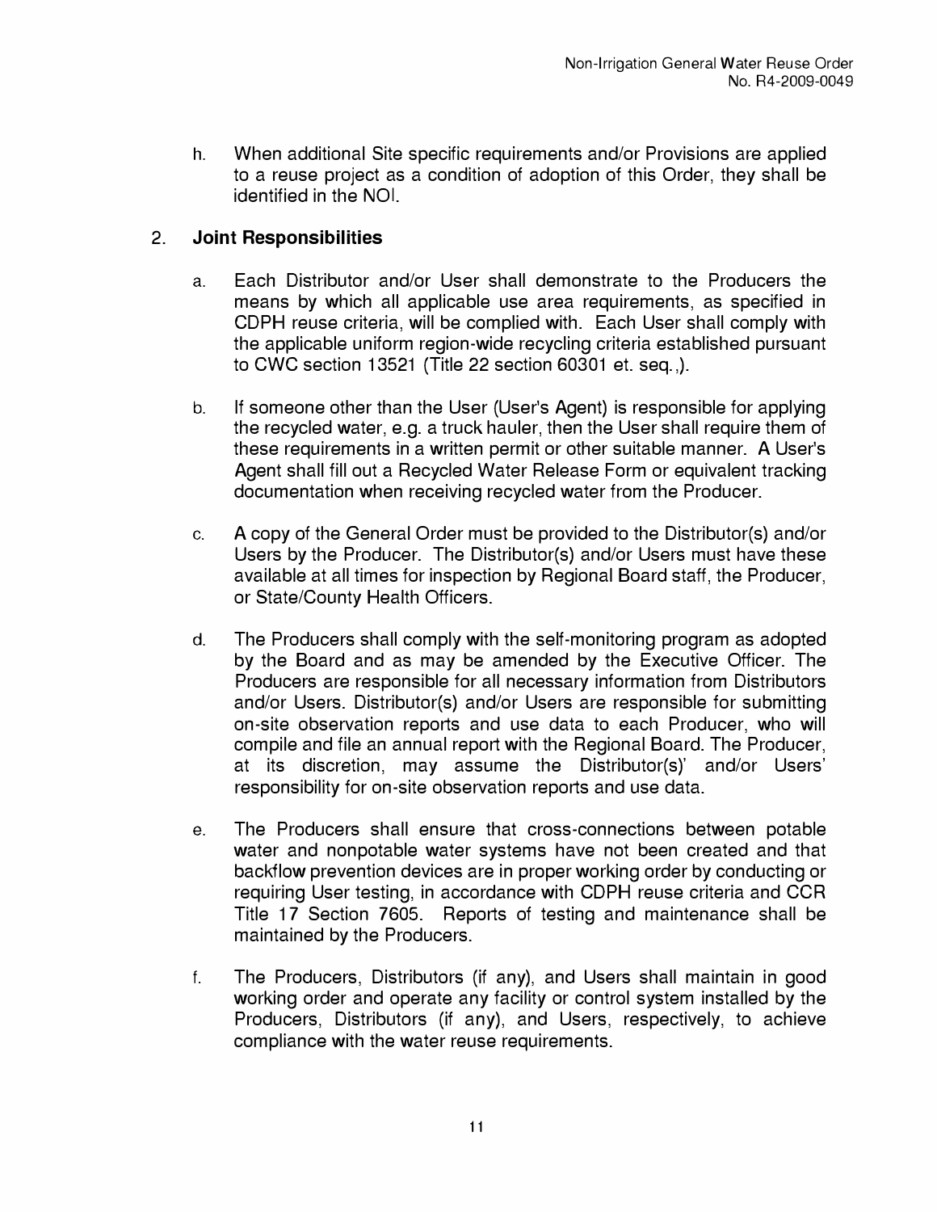h. When additional Site specific requirements and/or Provisions are applied to a reuse project as a condition of adoption of this Order, they shall be identified in the NOI.

2. **Joint Responsibilities**

   a. Each Distributor and/or User shall demonstrate to the Producers the means by which all applicable use area requirements, as specified in CDPH reuse criteria, will be complied with. Each User shall comply with the applicable uniform region-wide recycling criteria established pursuant to CWC section 13521 (Title 22 section 60301 et. seq.,).

   b. If someone other than the User (User's Agent) is responsible for applying the recycled water, e.g. a truck hauler, then the User shall require them of these requirements in a written permit or other suitable manner. A User's Agent shall fill out a Recycled Water Release Form or equivalent tracking documentation when receiving recycled water from the Producer.

   c. A copy of the General Order must be provided to the Distributor(s) and/or Users by the Producer. The Distributor(s) and/or Users must have these available at all times for inspection by Regional Board staff, the Producer, or State/County Health Officers.

   d. The Producers shall comply with the self-monitoring program as adopted by the Board and as may be amended by the Executive Officer. The Producers are responsible for all necessary information from Distributors and/or Users. Distributor(s) and/or Users are responsible for submitting on-site observation reports and use data to each Producer, who will compile and file an annual report with the Regional Board. The Producer, at its discretion, may assume the Distributor(s)' and/or Users' responsibility for on-site observation reports and use data.

   e. The Producers shall ensure that cross-connections between potable water and nonpotable water systems have not been created and that backflow prevention devices are in proper working order by conducting or requiring User testing, in accordance with CDPH reuse criteria and CCR Title 17 Section 7605. Reports of testing and maintenance shall be maintained by the Producers.

   f. The Producers, Distributors (if any), and Users shall maintain in good working order and operate any facility or control system installed by the Producers, Distributors (if any), and Users, respectively, to achieve compliance with the water reuse requirements.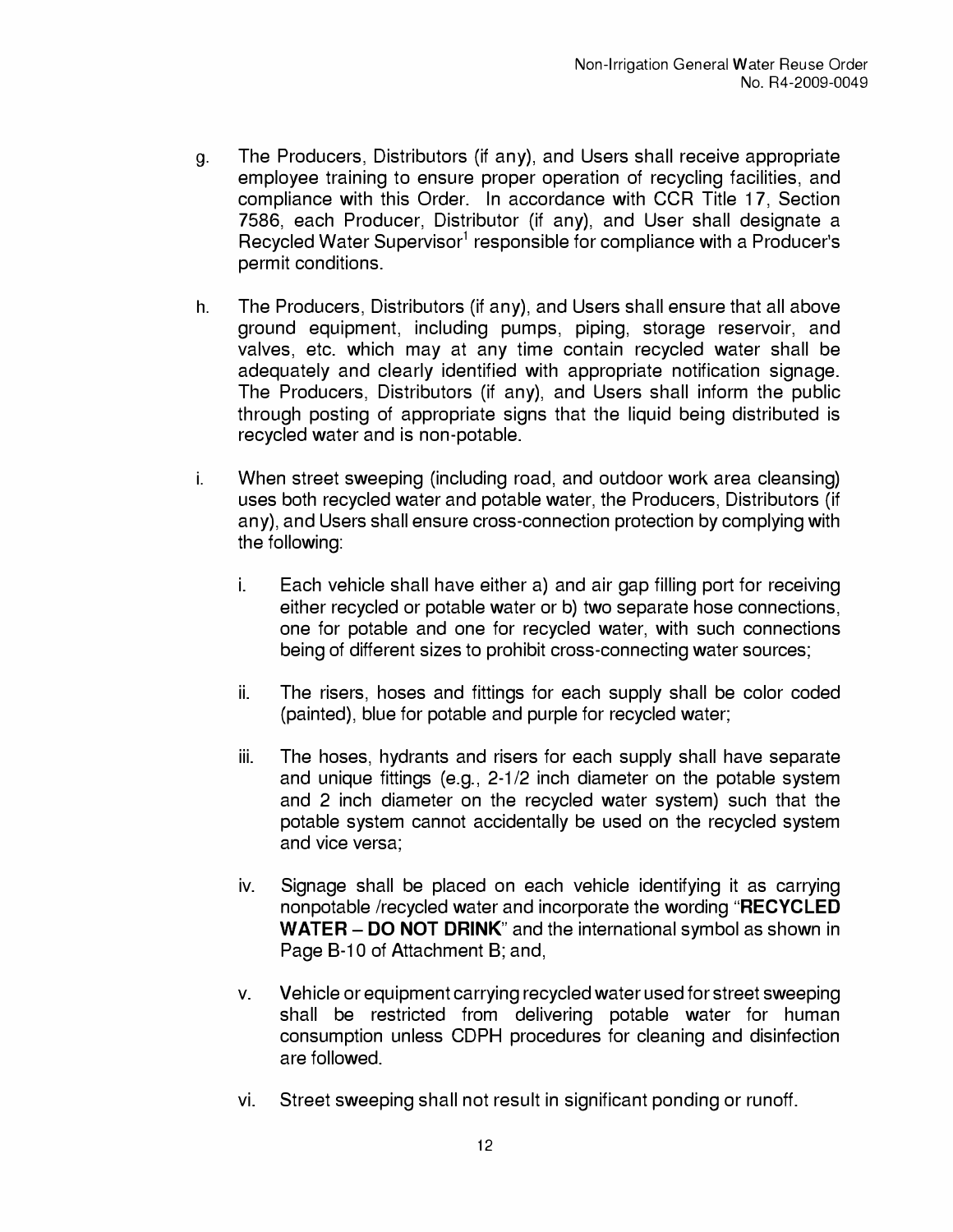g. The Producers, Distributors (if any), and Users shall receive appropriate employee training to ensure proper operation of recycling facilities, and compliance with this Order. In accordance with CCR Title 17, Section 7586, each Producer, Distributor (if any), and User shall designate a Recycled Water Supervisor[1] responsible for compliance with a Producer's permit conditions.

h. The Producers, Distributors (if any), and Users shall ensure that all above ground equipment, including pumps, piping, storage reservoir, and valves, etc. which may at any time contain recycled water shall be adequately and clearly identified with appropriate notification signage. The Producers, Distributors (if any), and Users shall inform the public through posting of appropriate signs that the liquid being distributed is recycled water and is non-potable.

i. When street sweeping (including road, and outdoor work area cleansing) uses both recycled water and potable water, the Producers, Distributors (if any), and Users shall ensure cross-connection protection by complying with the following:

   i. Each vehicle shall have either a) and air gap filling port for receiving either recycled or potable water or b) two separate hose connections, one for potable and one for recycled water, with such connections being of different sizes to prohibit cross-connecting water sources;

   ii. The risers, hoses and fittings for each supply shall be color coded (painted), blue for potable and purple for recycled water;

   iii. The hoses, hydrants and risers for each supply shall have separate and unique fittings (e.g., 2-1/2 inch diameter on the potable system and 2 inch diameter on the recycled water system) such that the potable system cannot accidentally be used on the recycled system and vice versa;

   iv. Signage shall be placed on each vehicle identifying it as carrying nonpotable /recycled water and incorporate the wording "**RECYCLED WATER – DO NOT DRINK**" and the international symbol as shown in Page B-10 of Attachment B; and,

   v. Vehicle or equipment carrying recycled water used for street sweeping shall be restricted from delivering potable water for human consumption unless CDPH procedures for cleaning and disinfection are followed.

   vi. Street sweeping shall not result in significant ponding or runoff.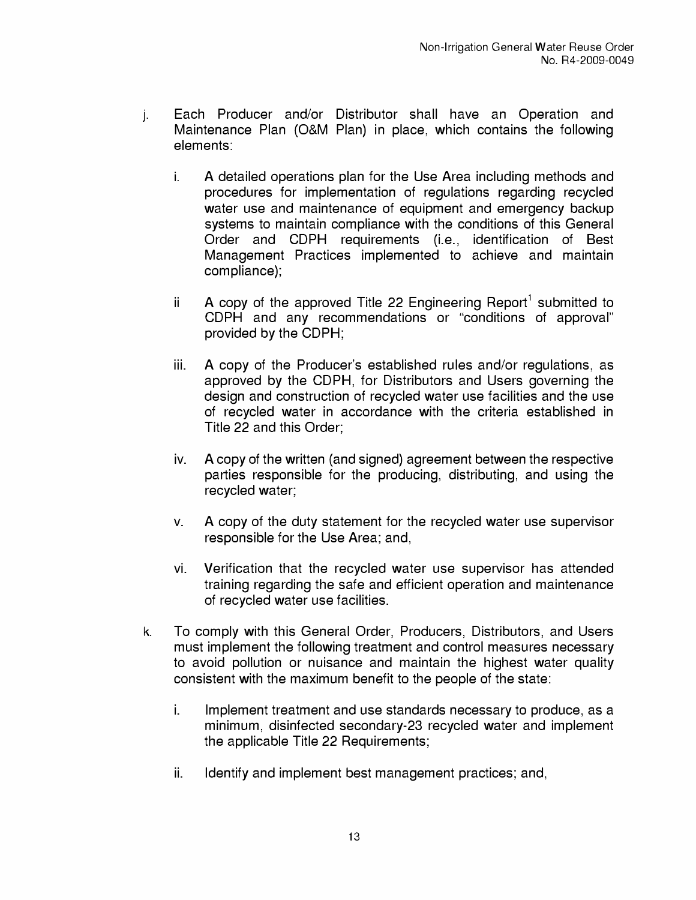j. Each Producer and/or Distributor shall have an Operation and Maintenance Plan (O&M Plan) in place, which contains the following elements:

   i. A detailed operations plan for the Use Area including methods and procedures for implementation of regulations regarding recycled water use and maintenance of equipment and emergency backup systems to maintain compliance with the conditions of this General Order and CDPH requirements (i.e., identification of Best Management Practices implemented to achieve and maintain compliance);

   ii A copy of the approved Title 22 Engineering Report[1] submitted to CDPH and any recommendations or "conditions of approval" provided by the CDPH;

   iii. A copy of the Producer's established rules and/or regulations, as approved by the CDPH, for Distributors and Users governing the design and construction of recycled water use facilities and the use of recycled water in accordance with the criteria established in Title 22 and this Order;

   iv. A copy of the written (and signed) agreement between the respective parties responsible for the producing, distributing, and using the recycled water;

   v. A copy of the duty statement for the recycled water use supervisor responsible for the Use Area; and,

   vi. Verification that the recycled water use supervisor has attended training regarding the safe and efficient operation and maintenance of recycled water use facilities.

k. To comply with this General Order, Producers, Distributors, and Users must implement the following treatment and control measures necessary to avoid pollution or nuisance and maintain the highest water quality consistent with the maximum benefit to the people of the state:

   i. Implement treatment and use standards necessary to produce, as a minimum, disinfected secondary-23 recycled water and implement the applicable Title 22 Requirements;

   ii. Identify and implement best management practices; and,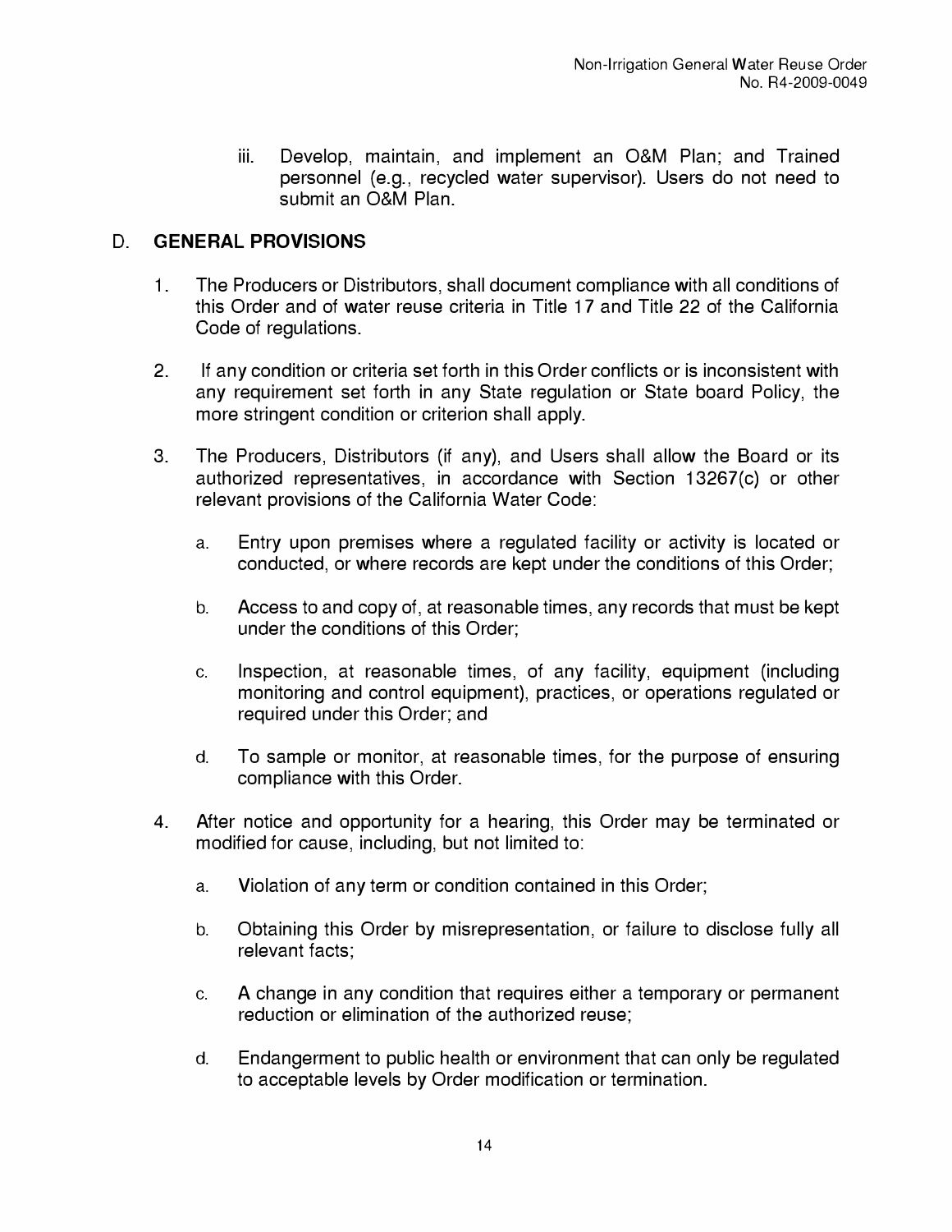iii. Develop, maintain, and implement an O&M Plan; and Trained personnel (e.g., recycled water supervisor). Users do not need to submit an O&M Plan.

## D. GENERAL PROVISIONS

1. The Producers or Distributors, shall document compliance with all conditions of this Order and of water reuse criteria in Title 17 and Title 22 of the California Code of regulations.

2. If any condition or criteria set forth in this Order conflicts or is inconsistent with any requirement set forth in any State regulation or State board Policy, the more stringent condition or criterion shall apply.

3. The Producers, Distributors (if any), and Users shall allow the Board or its authorized representatives, in accordance with Section 13267(c) or other relevant provisions of the California Water Code:

   a. Entry upon premises where a regulated facility or activity is located or conducted, or where records are kept under the conditions of this Order;

   b. Access to and copy of, at reasonable times, any records that must be kept under the conditions of this Order;

   c. Inspection, at reasonable times, of any facility, equipment (including monitoring and control equipment), practices, or operations regulated or required under this Order; and

   d. To sample or monitor, at reasonable times, for the purpose of ensuring compliance with this Order.

4. After notice and opportunity for a hearing, this Order may be terminated or modified for cause, including, but not limited to:

   a. Violation of any term or condition contained in this Order;

   b. Obtaining this Order by misrepresentation, or failure to disclose fully all relevant facts;

   c. A change in any condition that requires either a temporary or permanent reduction or elimination of the authorized reuse;

   d. Endangerment to public health or environment that can only be regulated to acceptable levels by Order modification or termination.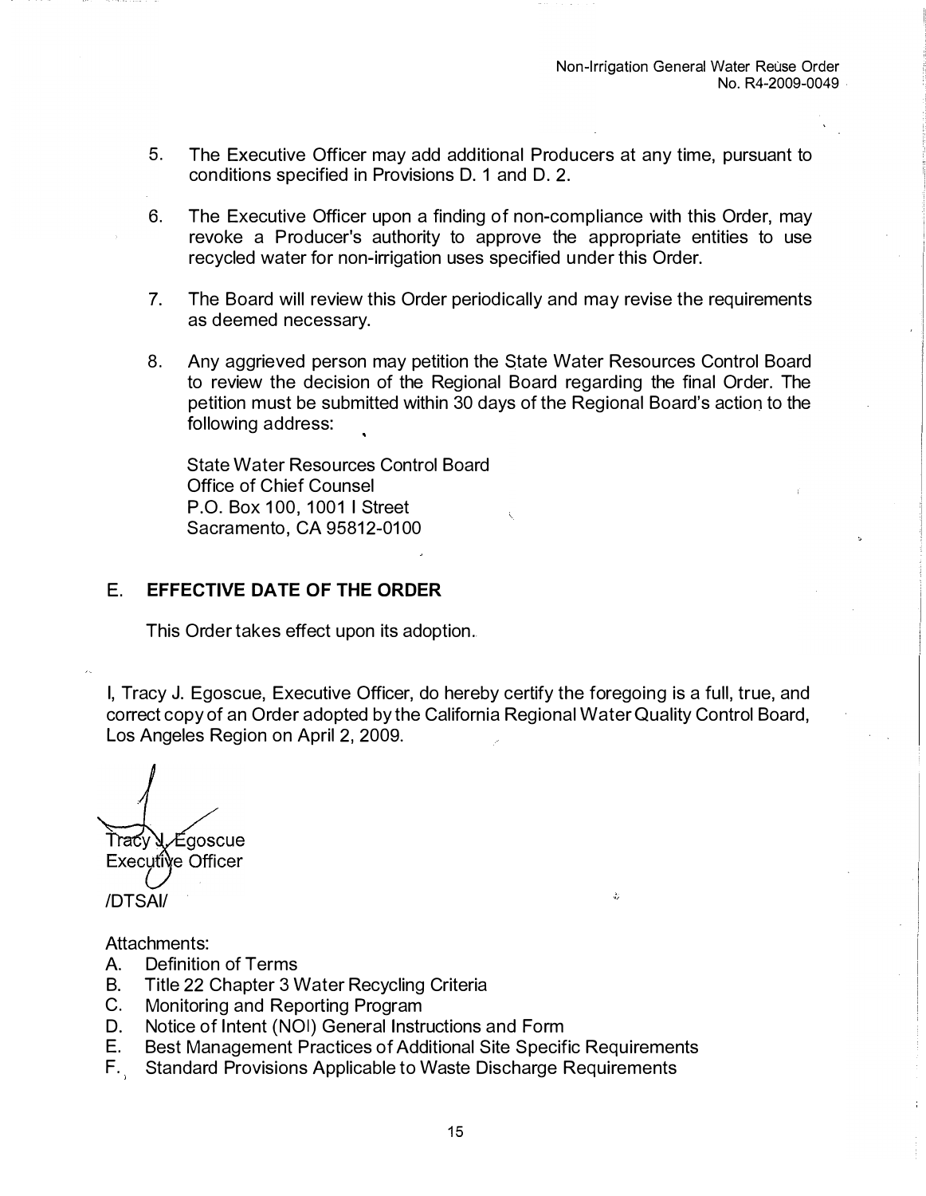5. The Executive Officer may add additional Producers at any time, pursuant to conditions specified in Provisions D. 1 and D. 2.

6. The Executive Officer upon a finding of non-compliance with this Order, may revoke a Producer's authority to approve the appropriate entities to use recycled water for non-irrigation uses specified under this Order.

7. The Board will review this Order periodically and may revise the requirements as deemed necessary.

8. Any aggrieved person may petition the State Water Resources Control Board to review the decision of the Regional Board regarding the final Order. The petition must be submitted within 30 days of the Regional Board's action to the following address:

   State Water Resources Control Board
   Office of Chief Counsel
   P.O. Box 100, 1001 I Street
   Sacramento, CA 95812-0100

## E. EFFECTIVE DATE OF THE ORDER

This Order takes effect upon its adoption.

I, Tracy J. Egoscue, Executive Officer, do hereby certify the foregoing is a full, true, and correct copy of an Order adopted by the California Regional Water Quality Control Board, Los Angeles Region on April 2, 2009.

Tracy J. Egoscue
Executive Officer

/DTSAI/

Attachments:

A. Definition of Terms
B. Title 22 Chapter 3 Water Recycling Criteria
C. Monitoring and Reporting Program
D. Notice of Intent (NOI) General Instructions and Form
E. Best Management Practices of Additional Site Specific Requirements
F. Standard Provisions Applicable to Waste Discharge Requirements